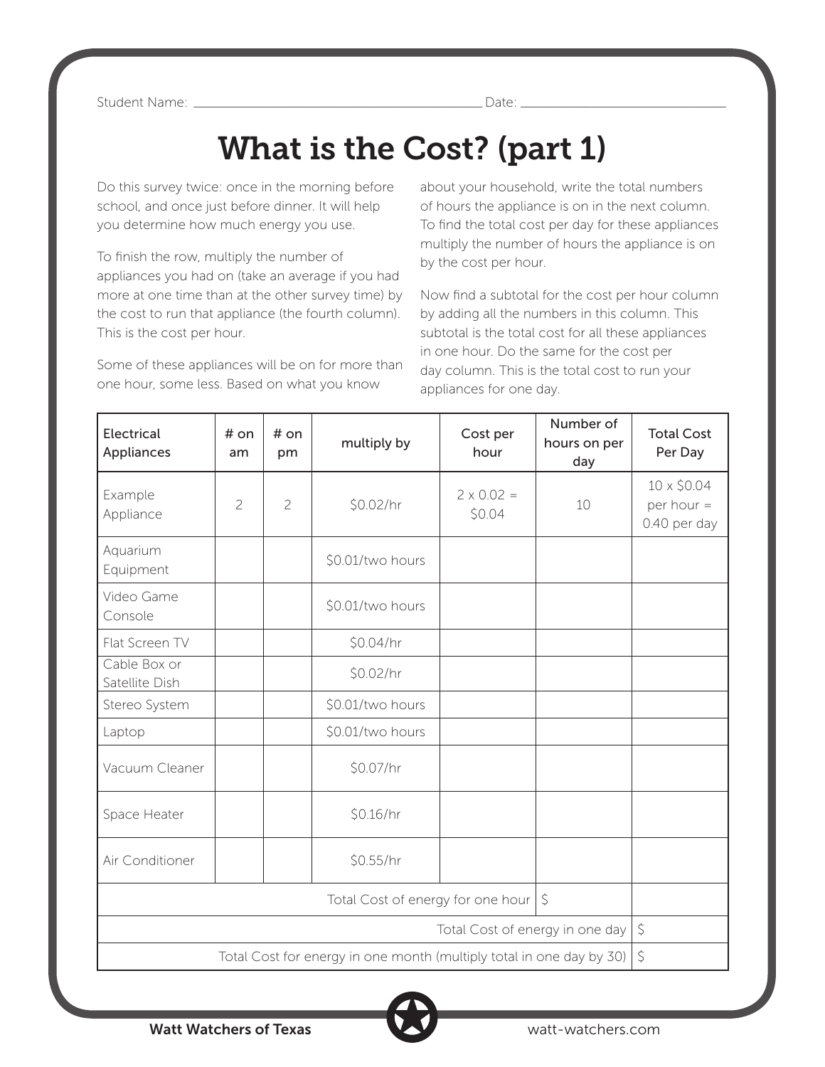Student Name: ______________________________ Date: ____________________

# What is the Cost? (part 1)

Do this survey twice: once in the morning before school, and once just before dinner. It will help you determine how much energy you use.

To finish the row, multiply the number of appliances you had on (take an average if you had more at one time than at the other survey time) by the cost to run that appliance (the fourth column). This is the cost per hour.

Some of these appliances will be on for more than one hour, some less. Based on what you know about your household, write the total numbers of hours the appliance is on in the next column. To find the total cost per day for these appliances multiply the number of hours the appliance is on by the cost per hour.

Now find a subtotal for the cost per hour column by adding all the numbers in this column. This subtotal is the total cost for all these appliances in one hour. Do the same for the cost per day column. This is the total cost to run your appliances for one day.

| Electrical Appliances | # on am | # on pm | multiply by | Cost per hour | Number of hours on per day | Total Cost Per Day |
|---|---|---|---|---|---|---|
| Example Appliance | 2 | 2 | $0.02/hr | 2 x 0.02 = $0.04 | 10 | 10 x $0.04 per hour = 0.40 per day |
| Aquarium Equipment | | | $0.01/two hours | | | |
| Video Game Console | | | $0.01/two hours | | | |
| Flat Screen TV | | | $0.04/hr | | | |
| Cable Box or Satellite Dish | | | $0.02/hr | | | |
| Stereo System | | | $0.01/two hours | | | |
| Laptop | | | $0.01/two hours | | | |
| Vacuum Cleaner | | | $0.07/hr | | | |
| Space Heater | | | $0.16/hr | | | |
| Air Conditioner | | | $0.55/hr | | | |
| Total Cost of energy for one hour | | | | | $ | |
| Total Cost of energy in one day | | | | | | $ |
| Total Cost for energy in one month (multiply total in one day by 30) | | | | | | $ |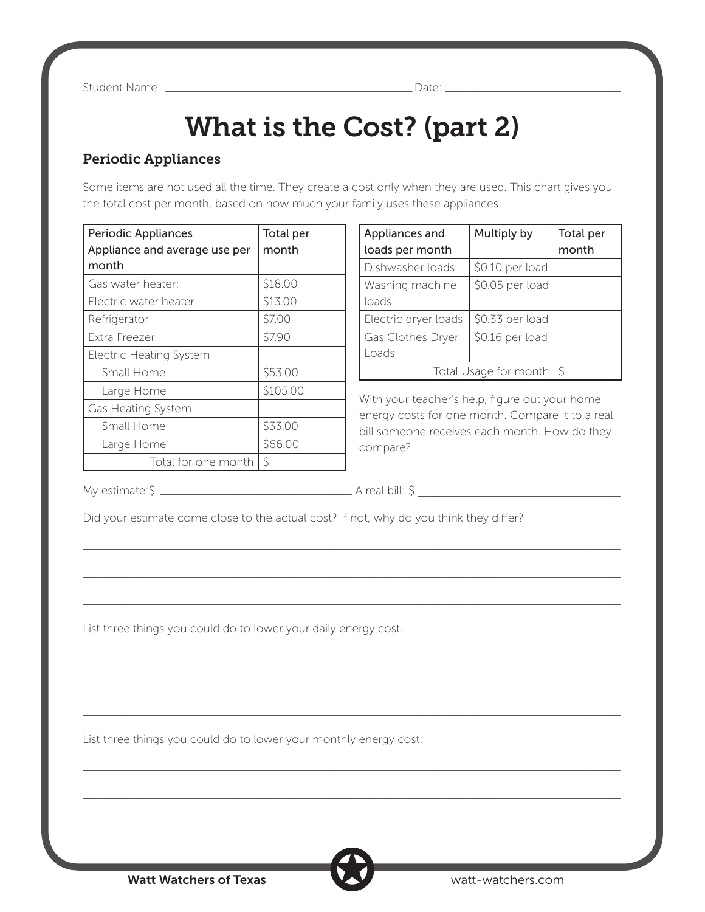Student Name: ____________________ Date: ____________________

# What is the Cost? (part 2)

### Periodic Appliances

Some items are not used all the time. They create a cost only when they are used. This chart gives you the total cost per month, based on how much your family uses these appliances.

| Periodic Appliances<br>Appliance and average use per month | Total per month |
|---|---|
| Gas water heater: | $18.00 |
| Electric water heater: | $13.00 |
| Refrigerator | $7.00 |
| Extra Freezer | $7.90 |
| Electric Heating System | |
| Small Home | $53.00 |
| Large Home | $105.00 |
| Gas Heating System | |
| Small Home | $33.00 |
| Large Home | $66.00 |
| Total for one month | $ |

| Appliances and loads per month | Multiply by | Total per month |
|---|---|---|
| Dishwasher loads | $0.10 per load | |
| Washing machine loads | $0.05 per load | |
| Electric dryer loads | $0.33 per load | |
| Gas Clothes Dryer Loads | $0.16 per load | |
| Total Usage for month | | $ |

With your teacher's help, figure out your home energy costs for one month. Compare it to a real bill someone receives each month. How do they compare?

My estimate:$ ____________________ A real bill: $ ____________________

Did your estimate come close to the actual cost? If not, why do you think they differ?

________________________________________

________________________________________

________________________________________

List three things you could do to lower your daily energy cost.

________________________________________

________________________________________

________________________________________

List three things you could do to lower your monthly energy cost.

________________________________________

________________________________________

________________________________________